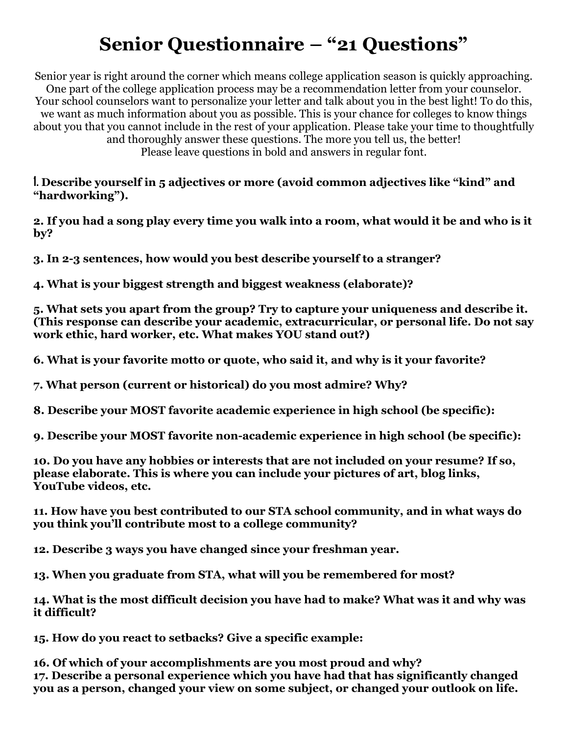# Senior Questionnaire – "21 Questions"

Senior year is right around the corner which means college application season is quickly approaching. One part of the college application process may be a recommendation letter from your counselor. Your school counselors want to personalize your letter and talk about you in the best light! To do this, we want as much information about you as possible. This is your chance for colleges to know things about you that you cannot include in the rest of your application. Please take your time to thoughtfully and thoroughly answer these questions. The more you tell us, the better!
Please leave questions in bold and answers in regular font.

**1. Describe yourself in 5 adjectives or more (avoid common adjectives like "kind" and "hardworking").**

**2. If you had a song play every time you walk into a room, what would it be and who is it by?**

**3. In 2-3 sentences, how would you best describe yourself to a stranger?**

**4. What is your biggest strength and biggest weakness (elaborate)?**

**5. What sets you apart from the group? Try to capture your uniqueness and describe it. (This response can describe your academic, extracurricular, or personal life. Do not say work ethic, hard worker, etc. What makes YOU stand out?)**

**6. What is your favorite motto or quote, who said it, and why is it your favorite?**

**7. What person (current or historical) do you most admire? Why?**

**8. Describe your MOST favorite academic experience in high school (be specific):**

**9. Describe your MOST favorite non-academic experience in high school (be specific):**

**10. Do you have any hobbies or interests that are not included on your resume? If so, please elaborate. This is where you can include your pictures of art, blog links, YouTube videos, etc.**

**11. How have you best contributed to our STA school community, and in what ways do you think you'll contribute most to a college community?**

**12. Describe 3 ways you have changed since your freshman year.**

**13. When you graduate from STA, what will you be remembered for most?**

**14. What is the most difficult decision you have had to make? What was it and why was it difficult?**

**15. How do you react to setbacks? Give a specific example:**

**16. Of which of your accomplishments are you most proud and why?**

**17. Describe a personal experience which you have had that has significantly changed you as a person, changed your view on some subject, or changed your outlook on life.**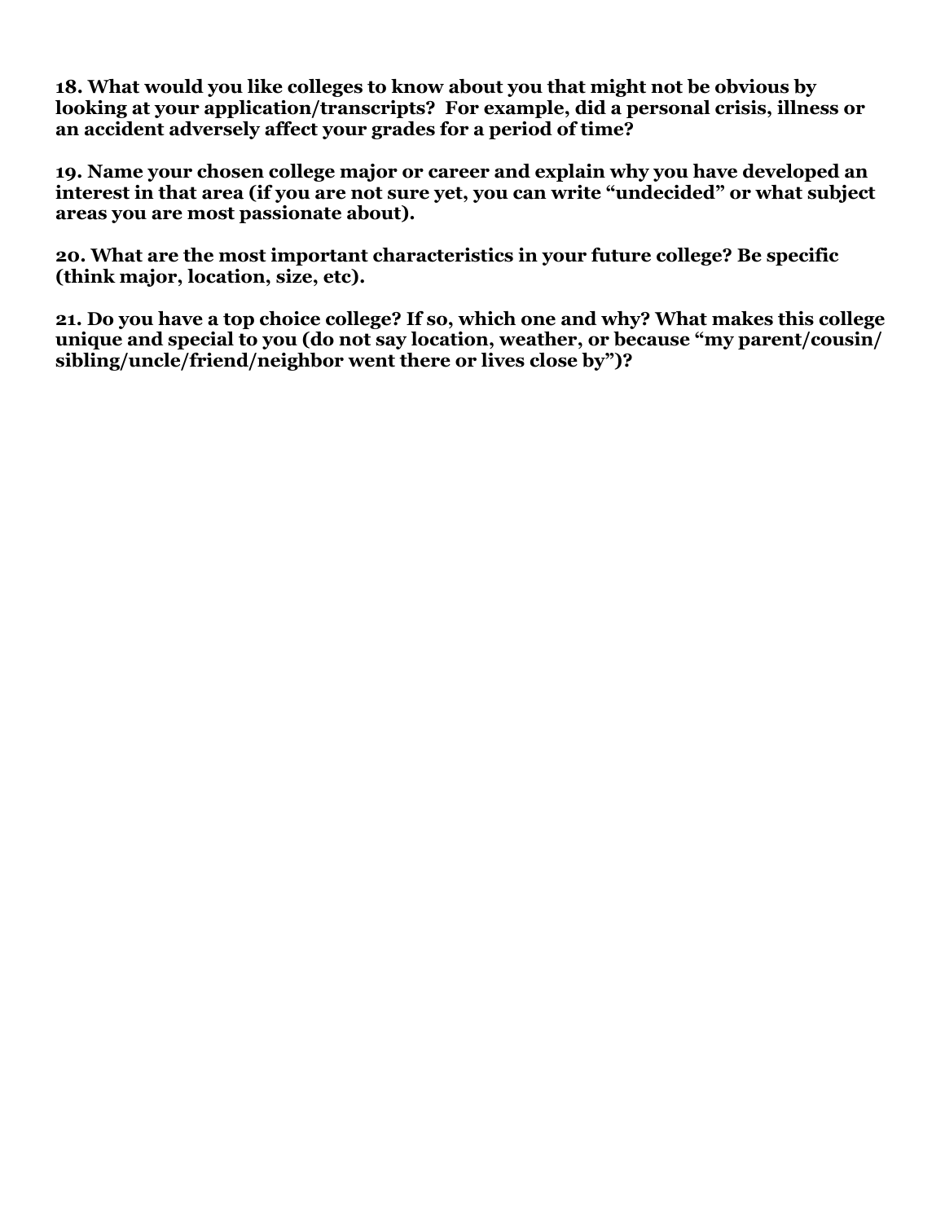**18. What would you like colleges to know about you that might not be obvious by looking at your application/transcripts? For example, did a personal crisis, illness or an accident adversely affect your grades for a period of time?**

**19. Name your chosen college major or career and explain why you have developed an interest in that area (if you are not sure yet, you can write "undecided" or what subject areas you are most passionate about).**

**20. What are the most important characteristics in your future college? Be specific (think major, location, size, etc).**

**21. Do you have a top choice college? If so, which one and why? What makes this college unique and special to you (do not say location, weather, or because "my parent/cousin/sibling/uncle/friend/neighbor went there or lives close by")?**